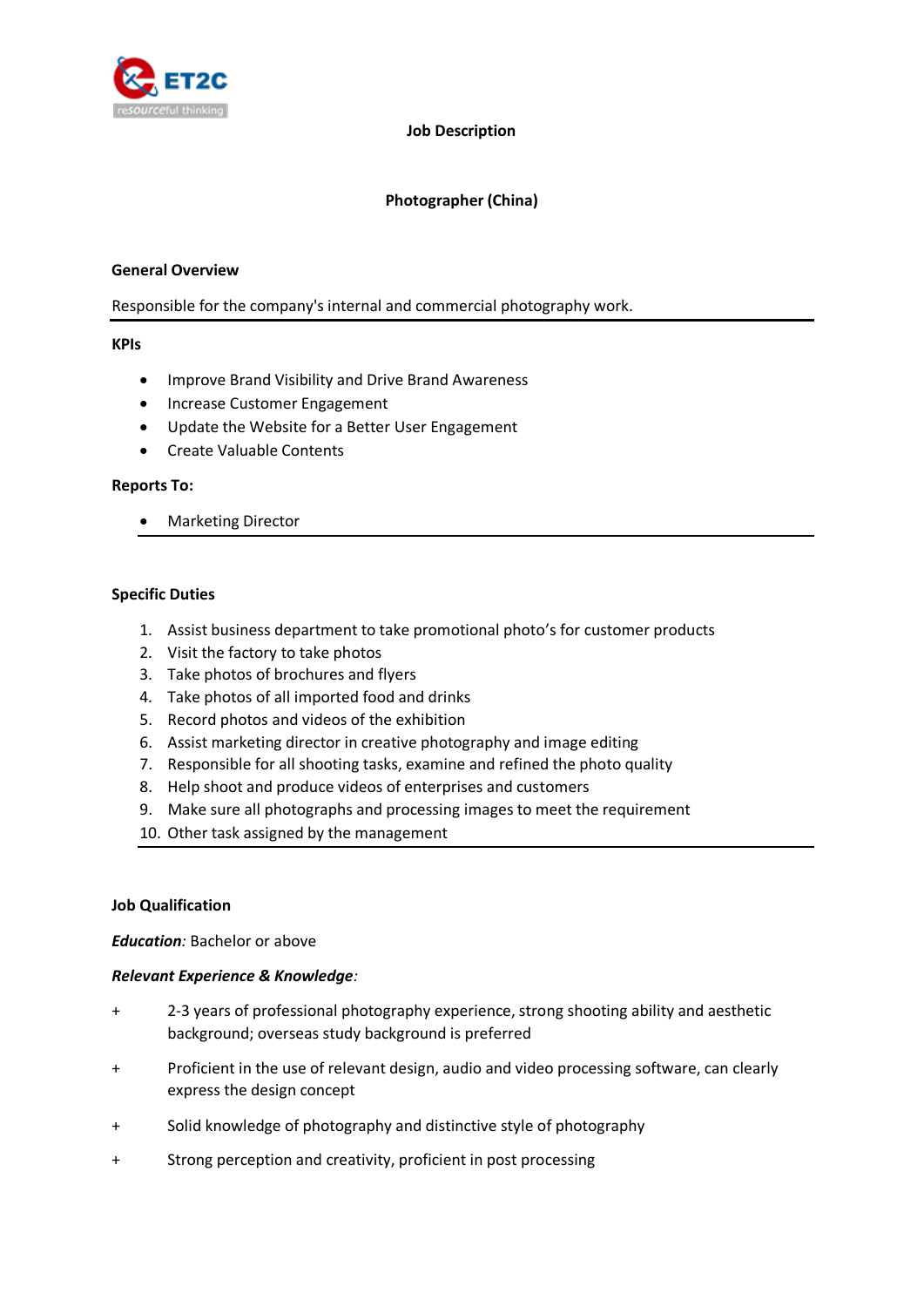ET2C
resourceful thinking

# Job Description

## Photographer (China)

**General Overview**

Responsible for the company's internal and commercial photography work.

**KPIs**

- Improve Brand Visibility and Drive Brand Awareness
- Increase Customer Engagement
- Update the Website for a Better User Engagement
- Create Valuable Contents

**Reports To:**

- Marketing Director

**Specific Duties**

1. Assist business department to take promotional photo's for customer products
2. Visit the factory to take photos
3. Take photos of brochures and flyers
4. Take photos of all imported food and drinks
5. Record photos and videos of the exhibition
6. Assist marketing director in creative photography and image editing
7. Responsible for all shooting tasks, examine and refined the photo quality
8. Help shoot and produce videos of enterprises and customers
9. Make sure all photographs and processing images to meet the requirement
10. Other task assigned by the management

**Job Qualification**

***Education****:* Bachelor or above

***Relevant Experience & Knowledge****:*

+ 2-3 years of professional photography experience, strong shooting ability and aesthetic background; overseas study background is preferred

+ Proficient in the use of relevant design, audio and video processing software, can clearly express the design concept

+ Solid knowledge of photography and distinctive style of photography

+ Strong perception and creativity, proficient in post processing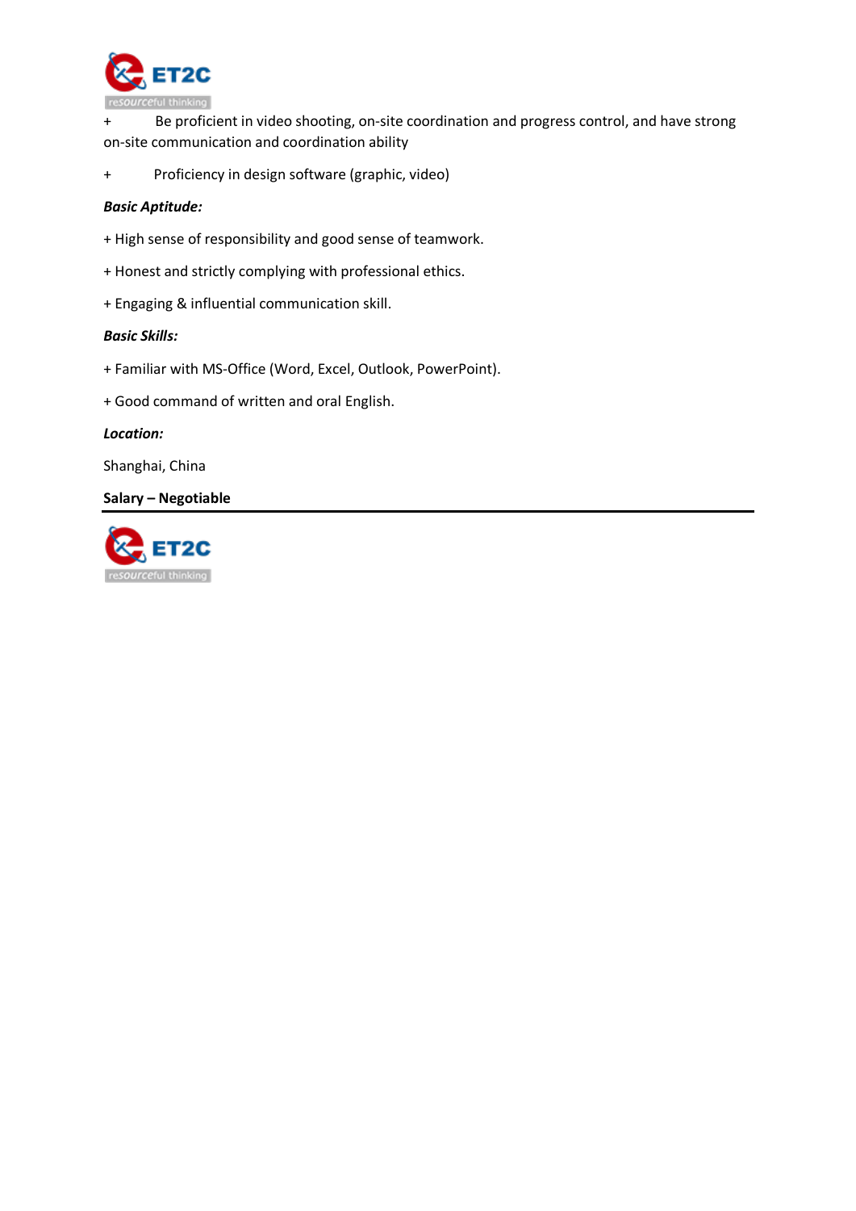+ Be proficient in video shooting, on-site coordination and progress control, and have strong on-site communication and coordination ability

+ Proficiency in design software (graphic, video)

***Basic Aptitude:***

+ High sense of responsibility and good sense of teamwork.

+ Honest and strictly complying with professional ethics.

+ Engaging & influential communication skill.

***Basic Skills:***

+ Familiar with MS-Office (Word, Excel, Outlook, PowerPoint).

+ Good command of written and oral English.

***Location:***

Shanghai, China

**Salary – Negotiable**